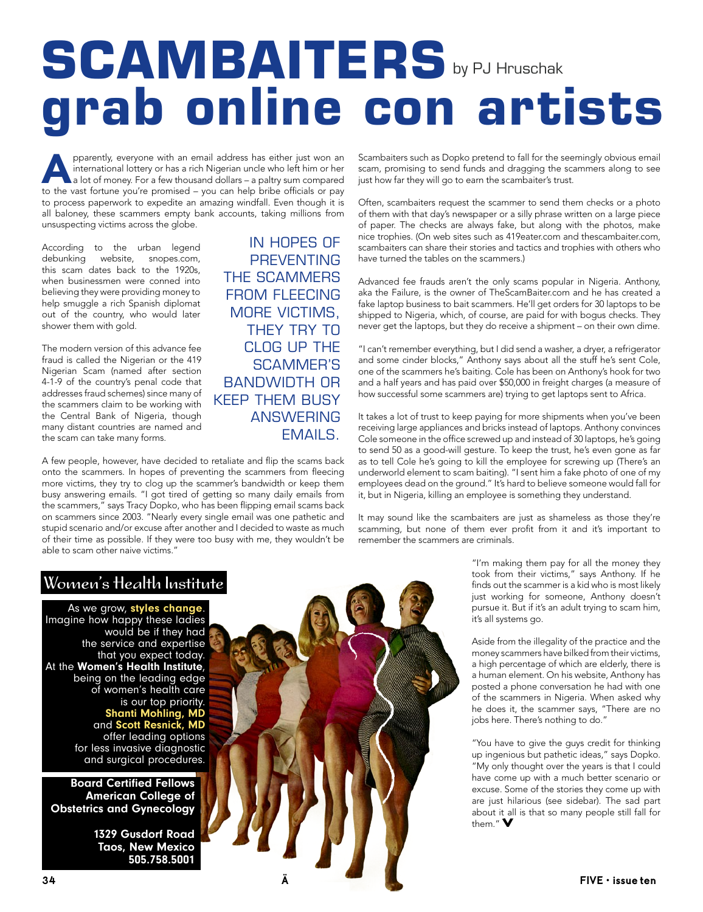# SCAMBAITERS grab online con artists

by PJ Hruschak

Apparently, everyone with an email address has either just won an international lottery or has a rich Nigerian uncle who left him or her a lot of money. For a few thousand dollars – a paltry sum compared to the vast fortune you're promised – you can help bribe officials or pay to process paperwork to expedite an amazing windfall. Even though it is all baloney, these scammers empty bank accounts, taking millions from unsuspecting victims across the globe.

According to the urban legend debunking website, snopes.com, this scam dates back to the 1920s, when businessmen were conned into believing they were providing money to help smuggle a rich Spanish diplomat out of the country, who would later shower them with gold.

The modern version of this advance fee fraud is called the Nigerian or the 419 Nigerian Scam (named after section 4-1-9 of the country's penal code that addresses fraud schemes) since many of the scammers claim to be working with the Central Bank of Nigeria, though many distant countries are named and the scam can take many forms.

IN HOPES OF PREVENTING THE SCAMMERS FROM FLEECING MORE VICTIMS, THEY TRY TO CLOG UP THE SCAMMER'S BANDWIDTH OR KEEP THEM BUSY ANSWERING EMAILS.

A few people, however, have decided to retaliate and flip the scams back onto the scammers. In hopes of preventing the scammers from fleecing more victims, they try to clog up the scammer's bandwidth or keep them busy answering emails. "I got tired of getting so many daily emails from the scammers," says Tracy Dopko, who has been flipping email scams back on scammers since 2003. "Nearly every single email was one pathetic and stupid scenario and/or excuse after another and I decided to waste as much of their time as possible. If they were too busy with me, they wouldn't be able to scam other naive victims."

Scambaiters such as Dopko pretend to fall for the seemingly obvious email scam, promising to send funds and dragging the scammers along to see just how far they will go to earn the scambaiter's trust.

Often, scambaiters request the scammer to send them checks or a photo of them with that day's newspaper or a silly phrase written on a large piece of paper. The checks are always fake, but along with the photos, make nice trophies. (On web sites such as 419eater.com and thescambaiter.com, scambaiters can share their stories and tactics and trophies with others who have turned the tables on the scammers.)

Advanced fee frauds aren't the only scams popular in Nigeria. Anthony, aka the Failure, is the owner of TheScamBaiter.com and he has created a fake laptop business to bait scammers. He'll get orders for 30 laptops to be shipped to Nigeria, which, of course, are paid for with bogus checks. They never get the laptops, but they do receive a shipment – on their own dime.

"I can't remember everything, but I did send a washer, a dryer, a refrigerator and some cinder blocks," Anthony says about all the stuff he's sent Cole, one of the scammers he's baiting. Cole has been on Anthony's hook for two and a half years and has paid over $50,000 in freight charges (a measure of how successful some scammers are) trying to get laptops sent to Africa.

It takes a lot of trust to keep paying for more shipments when you've been receiving large appliances and bricks instead of laptops. Anthony convinces Cole someone in the office screwed up and instead of 30 laptops, he's going to send 50 as a good-will gesture. To keep the trust, he's even gone as far as to tell Cole he's going to kill the employee for screwing up (There's an underworld element to scam baiting). "I sent him a fake photo of one of my employees dead on the ground." It's hard to believe someone would fall for it, but in Nigeria, killing an employee is something they understand.

It may sound like the scambaiters are just as shameless as those they're scamming, but none of them ever profit from it and it's important to remember the scammers are criminals.

"I'm making them pay for all the money they took from their victims," says Anthony. If he finds out the scammer is a kid who is most likely just working for someone, Anthony doesn't pursue it. But if it's an adult trying to scam him, it's all systems go.

Aside from the illegality of the practice and the money scammers have bilked from their victims, a high percentage of which are elderly, there is a human element. On his website, Anthony has posted a phone conversation he had with one of the scammers in Nigeria. When asked why he does it, the scammer says, "There are no jobs here. There's nothing to do."

"You have to give the guys credit for thinking up ingenious but pathetic ideas," says Dopko. "My only thought over the years is that I could have come up with a much better scenario or excuse. Some of the stories they come up with are just hilarious (see sidebar). The sad part about it all is that so many people still fall for them."

## Women's Health Institute

As we grow, **styles change**. Imagine how happy these ladies would be if they had the service and expertise that you expect today. At the **Women's Health Institute**, being on the leading edge of women's health care is our top priority. **Shanti Mohling, MD** and **Scott Resnick, MD** offer leading options for less invasive diagnostic and surgical procedures.

**Board Certified Fellows American College of Obstetrics and Gynecology**

**1329 Gusdorf Road**
**Taos, New Mexico**
**505.758.5001**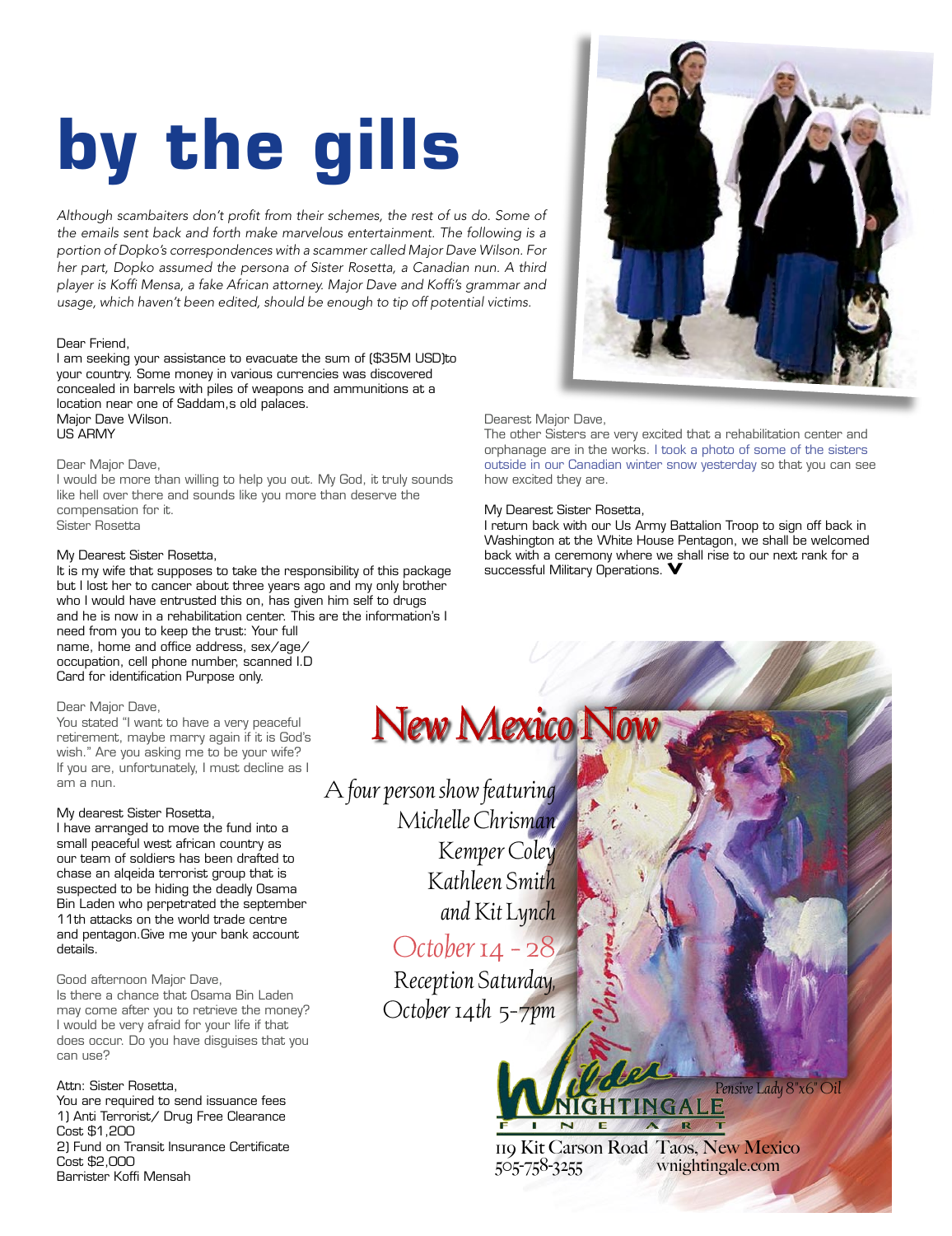# by the gills

*Although scambaiters don't profit from their schemes, the rest of us do. Some of the emails sent back and forth make marvelous entertainment. The following is a portion of Dopko's correspondences with a scammer called Major Dave Wilson. For her part, Dopko assumed the persona of Sister Rosetta, a Canadian nun. A third player is Koffi Mensa, a fake African attorney. Major Dave and Koffi's grammar and usage, which haven't been edited, should be enough to tip off potential victims.*

Dear Friend,
I am seeking your assistance to evacuate the sum of ($35M USD)to your country. Some money in various currencies was discovered concealed in barrels with piles of weapons and ammunitions at a location near one of Saddam,s old palaces.
Major Dave Wilson.
US ARMY

Dear Major Dave,
I would be more than willing to help you out. My God, it truly sounds like hell over there and sounds like you more than deserve the compensation for it.
Sister Rosetta

My Dearest Sister Rosetta,
It is my wife that supposes to take the responsibility of this package but I lost her to cancer about three years ago and my only brother who I would have entrusted this on, has given him self to drugs and he is now in a rehabilitation center. This are the information's I need from you to keep the trust: Your full name, home and office address, sex/age/ occupation, cell phone number, scanned I.D Card for identification Purpose only.

Dear Major Dave,
You stated "I want to have a very peaceful retirement, maybe marry again if it is God's wish." Are you asking me to be your wife? If you are, unfortunately, I must decline as I am a nun.

My dearest Sister Rosetta,
I have arranged to move the fund into a small peaceful west african country as our team of soldiers has been drafted to chase an alqeida terrorist group that is suspected to be hiding the deadly Osama Bin Laden who perpetrated the september 11th attacks on the world trade centre and pentagon.Give me your bank account details.

Good afternoon Major Dave,
Is there a chance that Osama Bin Laden may come after you to retrieve the money? I would be very afraid for your life if that does occur. Do you have disguises that you can use?

Attn: Sister Rosetta,
You are required to send issuance fees
1) Anti Terrorist/ Drug Free Clearance
Cost $1,200
2) Fund on Transit Insurance Certificate
Cost $2,000
Barrister Koffi Mensah

Dearest Major Dave,
The other Sisters are very excited that a rehabilitation center and orphanage are in the works. I took a photo of some of the sisters outside in our Canadian winter snow yesterday so that you can see how excited they are.

My Dearest Sister Rosetta,
I return back with our Us Army Battalion Troop to sign off back in Washington at the White House Pentagon, we shall be welcomed back with a ceremony where we shall rise to our next rank for a successful Military Operations. ▼

New Mexico Now

A four person show featuring
Michelle Chrisman
Kemper Coley
Kathleen Smith
and Kit Lynch

October 14 - 28
Reception Saturday, October 14th 5-7pm

Pensive Lady 8"x6" Oil

Wilder Nightingale Fine Art
119 Kit Carson Road Taos, New Mexico
505-758-3255
wnightingale.com